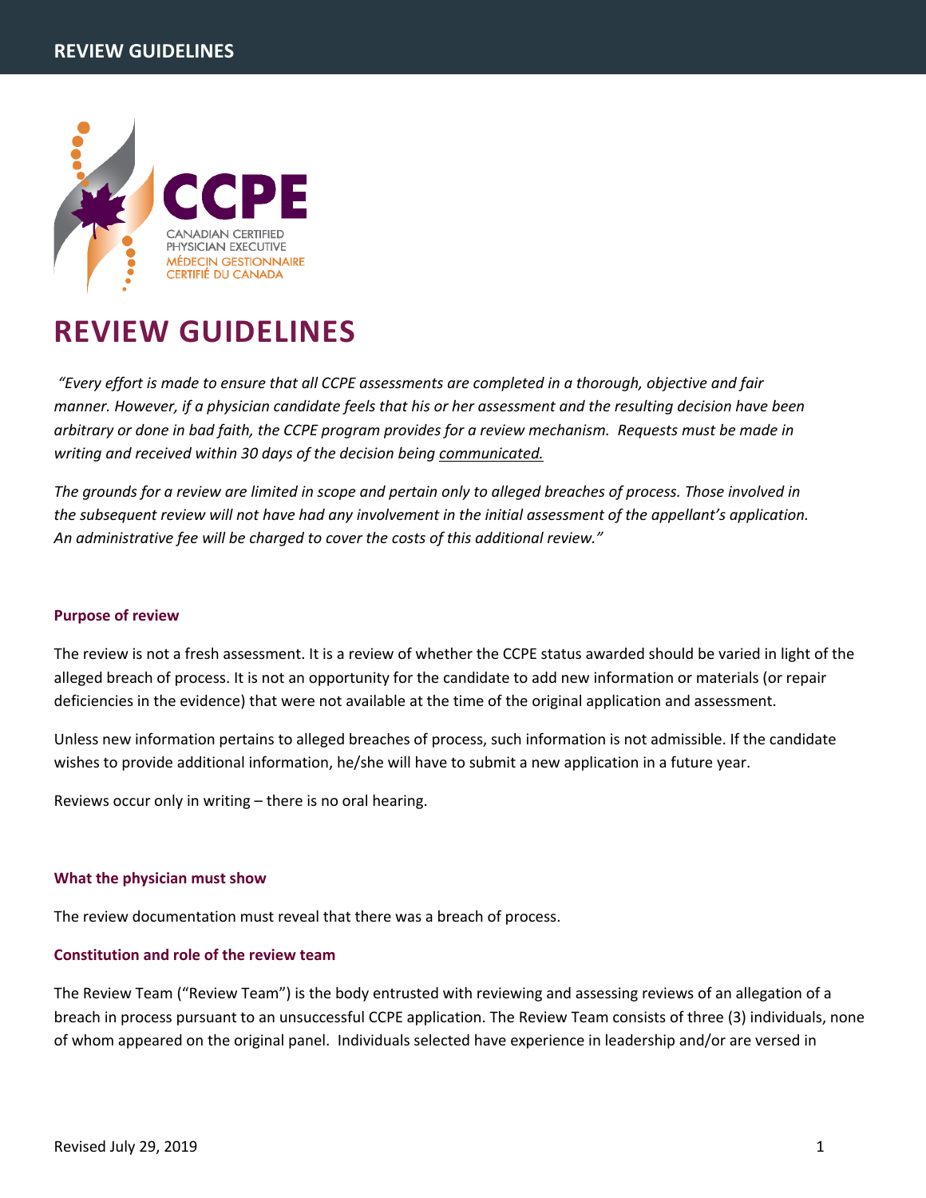CANADIAN CERTIFIED PHYSICIAN EXECUTIVE
MÉDECIN GESTIONNAIRE CERTIFIÉ DU CANADA

# REVIEW GUIDELINES

*"Every effort is made to ensure that all CCPE assessments are completed in a thorough, objective and fair manner. However, if a physician candidate feels that his or her assessment and the resulting decision have been arbitrary or done in bad faith, the CCPE program provides for a review mechanism. Requests must be made in writing and received within 30 days of the decision being communicated.*

*The grounds for a review are limited in scope and pertain only to alleged breaches of process. Those involved in the subsequent review will not have had any involvement in the initial assessment of the appellant's application. An administrative fee will be charged to cover the costs of this additional review."*

### Purpose of review

The review is not a fresh assessment. It is a review of whether the CCPE status awarded should be varied in light of the alleged breach of process. It is not an opportunity for the candidate to add new information or materials (or repair deficiencies in the evidence) that were not available at the time of the original application and assessment.

Unless new information pertains to alleged breaches of process, such information is not admissible. If the candidate wishes to provide additional information, he/she will have to submit a new application in a future year.

Reviews occur only in writing – there is no oral hearing.

### What the physician must show

The review documentation must reveal that there was a breach of process.

### Constitution and role of the review team

The Review Team ("Review Team") is the body entrusted with reviewing and assessing reviews of an allegation of a breach in process pursuant to an unsuccessful CCPE application. The Review Team consists of three (3) individuals, none of whom appeared on the original panel. Individuals selected have experience in leadership and/or are versed in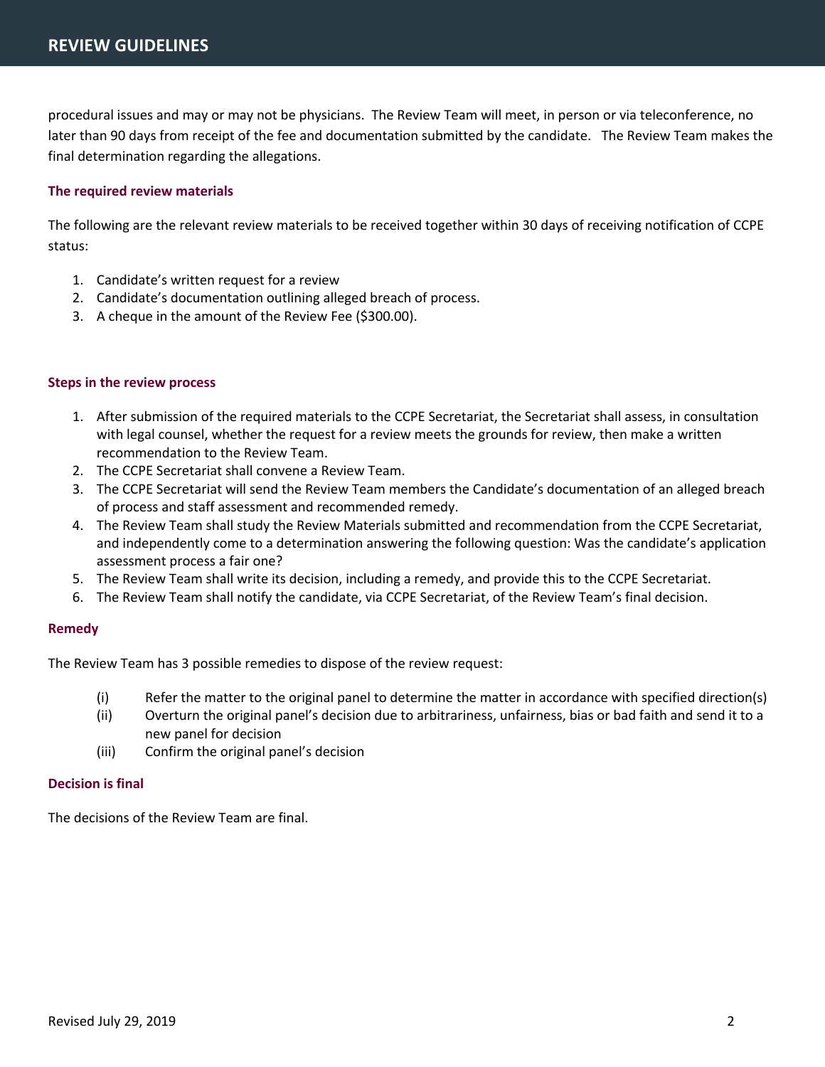procedural issues and may or may not be physicians. The Review Team will meet, in person or via teleconference, no later than 90 days from receipt of the fee and documentation submitted by the candidate. The Review Team makes the final determination regarding the allegations.

### The required review materials

The following are the relevant review materials to be received together within 30 days of receiving notification of CCPE status:

1. Candidate's written request for a review
2. Candidate's documentation outlining alleged breach of process.
3. A cheque in the amount of the Review Fee ($300.00).

### Steps in the review process

1. After submission of the required materials to the CCPE Secretariat, the Secretariat shall assess, in consultation with legal counsel, whether the request for a review meets the grounds for review, then make a written recommendation to the Review Team.
2. The CCPE Secretariat shall convene a Review Team.
3. The CCPE Secretariat will send the Review Team members the Candidate's documentation of an alleged breach of process and staff assessment and recommended remedy.
4. The Review Team shall study the Review Materials submitted and recommendation from the CCPE Secretariat, and independently come to a determination answering the following question: Was the candidate's application assessment process a fair one?
5. The Review Team shall write its decision, including a remedy, and provide this to the CCPE Secretariat.
6. The Review Team shall notify the candidate, via CCPE Secretariat, of the Review Team's final decision.

### Remedy

The Review Team has 3 possible remedies to dispose of the review request:

(i) Refer the matter to the original panel to determine the matter in accordance with specified direction(s)

(ii) Overturn the original panel's decision due to arbitrariness, unfairness, bias or bad faith and send it to a new panel for decision

(iii) Confirm the original panel's decision

### Decision is final

The decisions of the Review Team are final.

Revised July 29, 2019